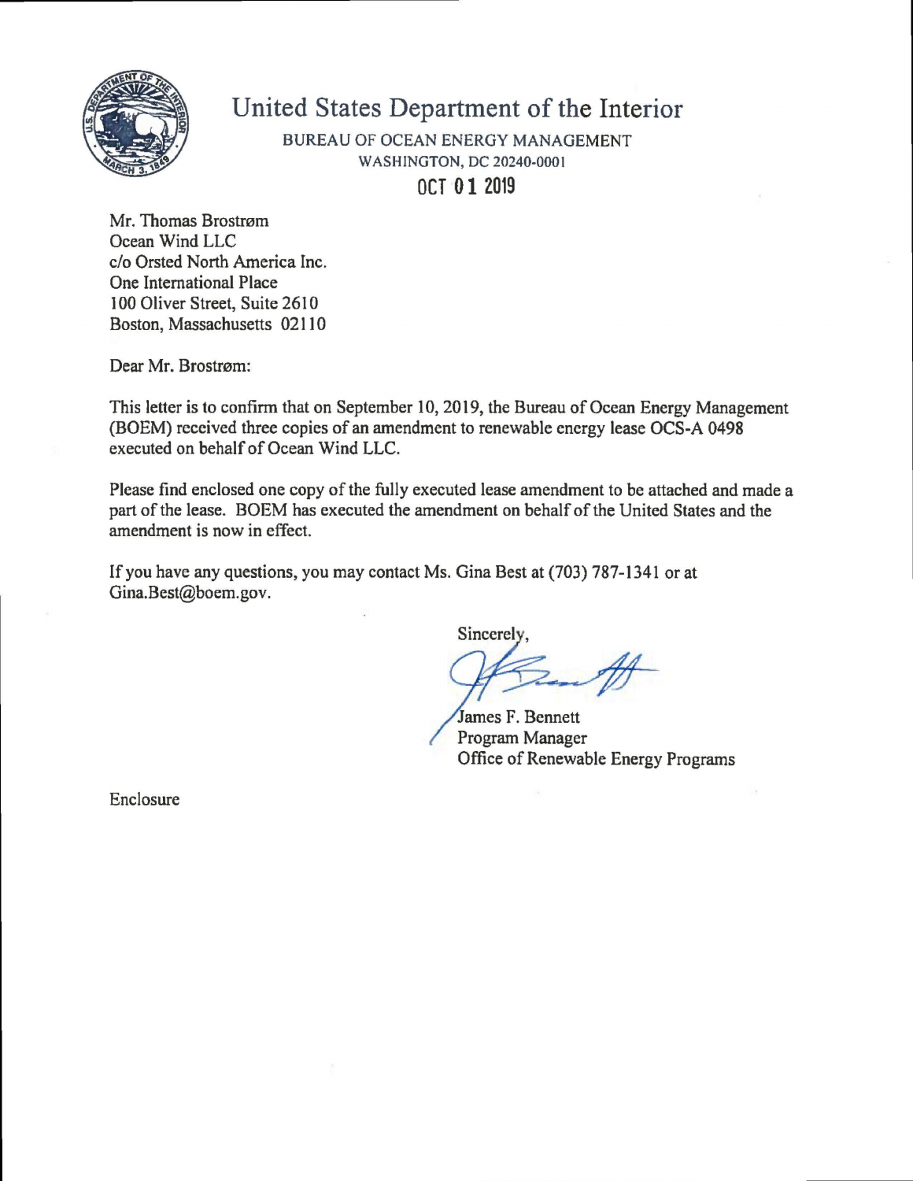# United States Department of the Interior

BUREAU OF OCEAN ENERGY MANAGEMENT
WASHINGTON, DC 20240-0001

OCT 01 2019

Mr. Thomas Brostrøm
Ocean Wind LLC
c/o Orsted North America Inc.
One International Place
100 Oliver Street, Suite 2610
Boston, Massachusetts 02110

Dear Mr. Brostrøm:

This letter is to confirm that on September 10, 2019, the Bureau of Ocean Energy Management (BOEM) received three copies of an amendment to renewable energy lease OCS-A 0498 executed on behalf of Ocean Wind LLC.

Please find enclosed one copy of the fully executed lease amendment to be attached and made a part of the lease. BOEM has executed the amendment on behalf of the United States and the amendment is now in effect.

If you have any questions, you may contact Ms. Gina Best at (703) 787-1341 or at Gina.Best@boem.gov.

Sincerely,

James F. Bennett
Program Manager
Office of Renewable Energy Programs

Enclosure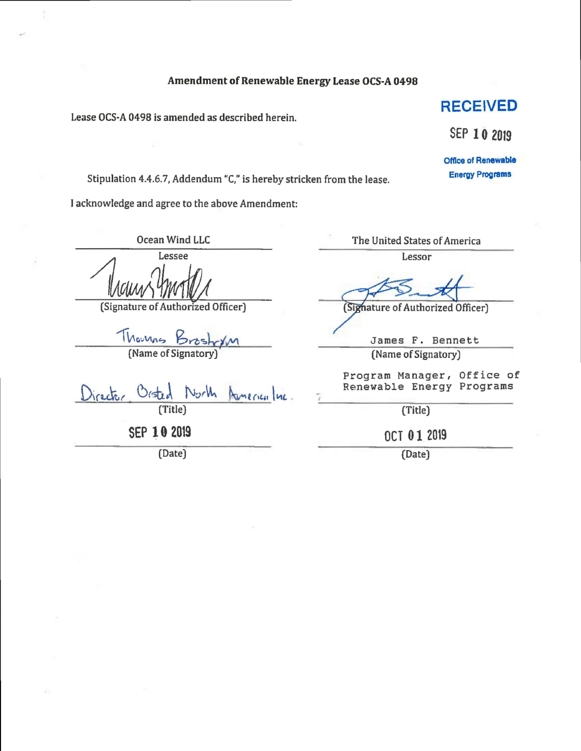# Amendment of Renewable Energy Lease OCS-A 0498

Lease OCS-A 0498 is amended as described herein.

**RECEIVED**

SEP 10 2019

Office of Renewable Energy Programs

Stipulation 4.4.6.7, Addendum "C," is hereby stricken from the lease.

I acknowledge and agree to the above Amendment:

| | |
|---|---|
| Ocean Wind LLC | The United States of America |
| Lessee | Lessor |
| *(signature)* | *(signature)* |
| (Signature of Authorized Officer) | (Signature of Authorized Officer) |
| Thomas Brostrøm | James F. Bennett |
| (Name of Signatory) | (Name of Signatory) |
| Director, Ørsted North America Inc. | Program Manager, Office of Renewable Energy Programs |
| (Title) | (Title) |
| SEP 10 2019 | OCT 01 2019 |
| (Date) | (Date) |